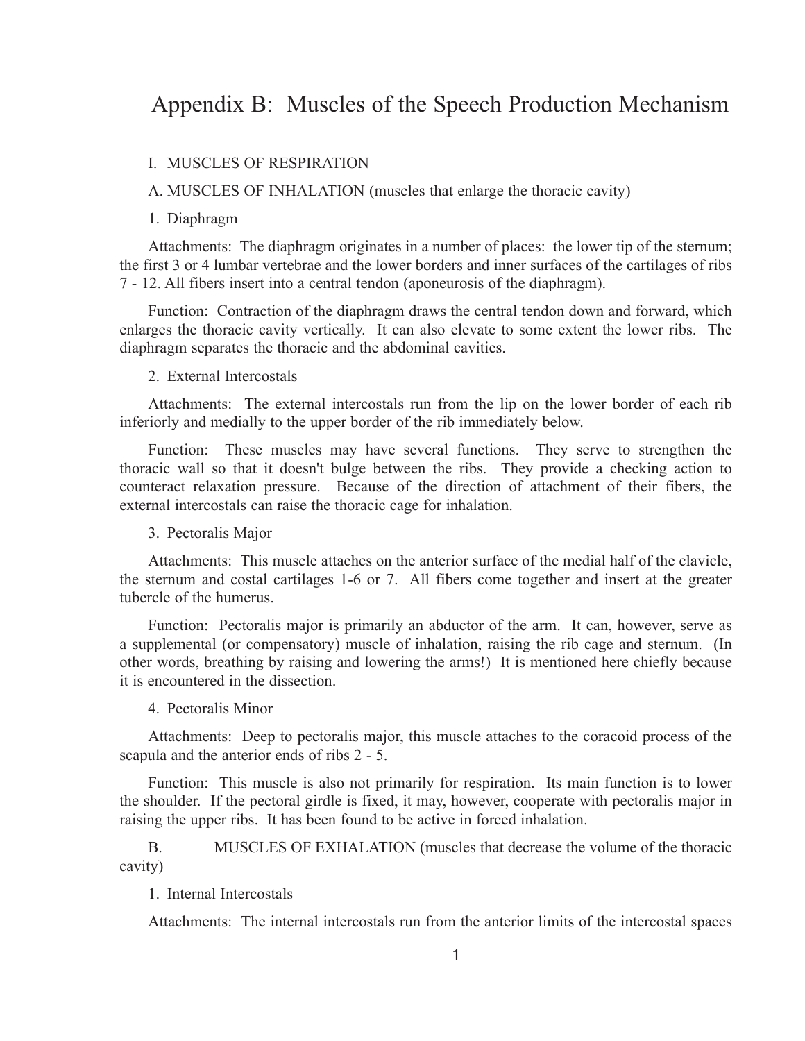# Appendix B: Muscles of the Speech Production Mechanism

## I. MUSCLES OF RESPIRATION

### A. MUSCLES OF INHALATION (muscles that enlarge the thoracic cavity)

#### 1. Diaphragm

Attachments: The diaphragm originates in a number of places: the lower tip of the sternum; the first 3 or 4 lumbar vertebrae and the lower borders and inner surfaces of the cartilages of ribs 7 - 12. All fibers insert into a central tendon (aponeurosis of the diaphragm).

Function: Contraction of the diaphragm draws the central tendon down and forward, which enlarges the thoracic cavity vertically. It can also elevate to some extent the lower ribs. The diaphragm separates the thoracic and the abdominal cavities.

#### 2. External Intercostals

Attachments: The external intercostals run from the lip on the lower border of each rib inferiorly and medially to the upper border of the rib immediately below.

Function: These muscles may have several functions. They serve to strengthen the thoracic wall so that it doesn't bulge between the ribs. They provide a checking action to counteract relaxation pressure. Because of the direction of attachment of their fibers, the external intercostals can raise the thoracic cage for inhalation.

#### 3. Pectoralis Major

Attachments: This muscle attaches on the anterior surface of the medial half of the clavicle, the sternum and costal cartilages 1-6 or 7. All fibers come together and insert at the greater tubercle of the humerus.

Function: Pectoralis major is primarily an abductor of the arm. It can, however, serve as a supplemental (or compensatory) muscle of inhalation, raising the rib cage and sternum. (In other words, breathing by raising and lowering the arms!) It is mentioned here chiefly because it is encountered in the dissection.

#### 4. Pectoralis Minor

Attachments: Deep to pectoralis major, this muscle attaches to the coracoid process of the scapula and the anterior ends of ribs 2 - 5.

Function: This muscle is also not primarily for respiration. Its main function is to lower the shoulder. If the pectoral girdle is fixed, it may, however, cooperate with pectoralis major in raising the upper ribs. It has been found to be active in forced inhalation.

### B. MUSCLES OF EXHALATION (muscles that decrease the volume of the thoracic cavity)

#### 1. Internal Intercostals

Attachments: The internal intercostals run from the anterior limits of the intercostal spaces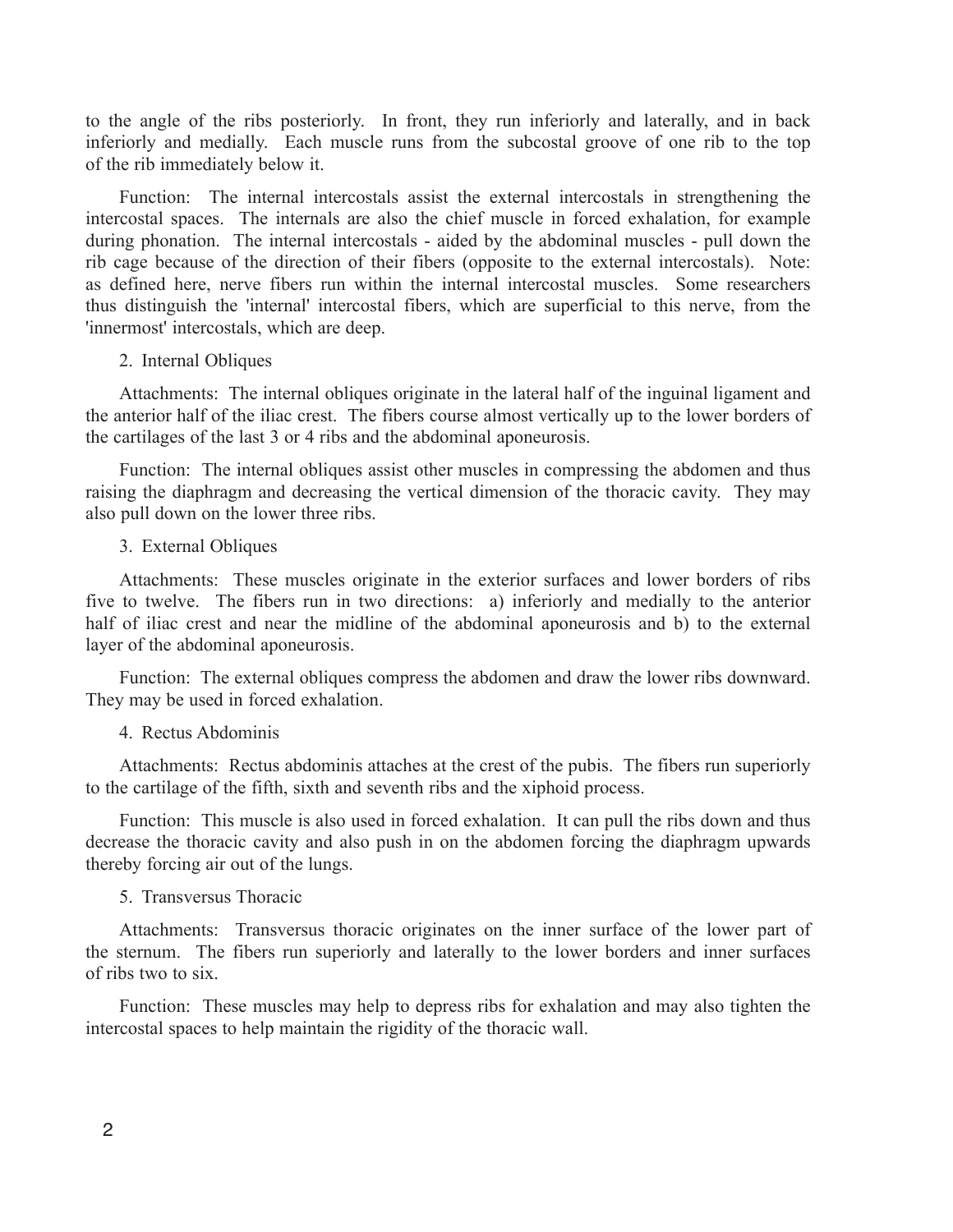to the angle of the ribs posteriorly. In front, they run inferiorly and laterally, and in back inferiorly and medially. Each muscle runs from the subcostal groove of one rib to the top of the rib immediately below it.

Function: The internal intercostals assist the external intercostals in strengthening the intercostal spaces. The internals are also the chief muscle in forced exhalation, for example during phonation. The internal intercostals - aided by the abdominal muscles - pull down the rib cage because of the direction of their fibers (opposite to the external intercostals). Note: as defined here, nerve fibers run within the internal intercostal muscles. Some researchers thus distinguish the 'internal' intercostal fibers, which are superficial to this nerve, from the 'innermost' intercostals, which are deep.

2. Internal Obliques

Attachments: The internal obliques originate in the lateral half of the inguinal ligament and the anterior half of the iliac crest. The fibers course almost vertically up to the lower borders of the cartilages of the last 3 or 4 ribs and the abdominal aponeurosis.

Function: The internal obliques assist other muscles in compressing the abdomen and thus raising the diaphragm and decreasing the vertical dimension of the thoracic cavity. They may also pull down on the lower three ribs.

3. External Obliques

Attachments: These muscles originate in the exterior surfaces and lower borders of ribs five to twelve. The fibers run in two directions: a) inferiorly and medially to the anterior half of iliac crest and near the midline of the abdominal aponeurosis and b) to the external layer of the abdominal aponeurosis.

Function: The external obliques compress the abdomen and draw the lower ribs downward. They may be used in forced exhalation.

4. Rectus Abdominis

Attachments: Rectus abdominis attaches at the crest of the pubis. The fibers run superiorly to the cartilage of the fifth, sixth and seventh ribs and the xiphoid process.

Function: This muscle is also used in forced exhalation. It can pull the ribs down and thus decrease the thoracic cavity and also push in on the abdomen forcing the diaphragm upwards thereby forcing air out of the lungs.

5. Transversus Thoracic

Attachments: Transversus thoracic originates on the inner surface of the lower part of the sternum. The fibers run superiorly and laterally to the lower borders and inner surfaces of ribs two to six.

Function: These muscles may help to depress ribs for exhalation and may also tighten the intercostal spaces to help maintain the rigidity of the thoracic wall.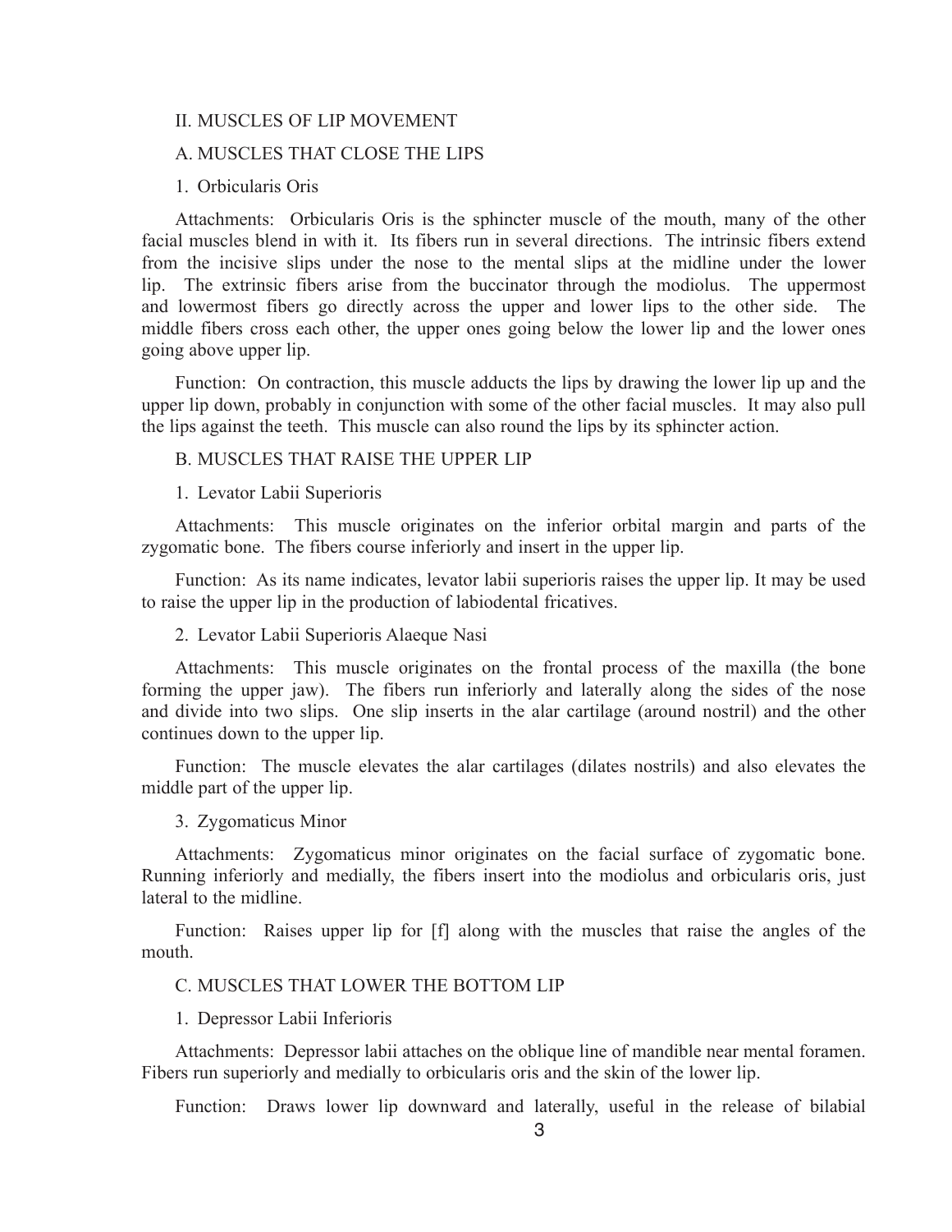## II. MUSCLES OF LIP MOVEMENT

### A. MUSCLES THAT CLOSE THE LIPS

#### 1. Orbicularis Oris

Attachments: Orbicularis Oris is the sphincter muscle of the mouth, many of the other facial muscles blend in with it. Its fibers run in several directions. The intrinsic fibers extend from the incisive slips under the nose to the mental slips at the midline under the lower lip. The extrinsic fibers arise from the buccinator through the modiolus. The uppermost and lowermost fibers go directly across the upper and lower lips to the other side. The middle fibers cross each other, the upper ones going below the lower lip and the lower ones going above upper lip.

Function: On contraction, this muscle adducts the lips by drawing the lower lip up and the upper lip down, probably in conjunction with some of the other facial muscles. It may also pull the lips against the teeth. This muscle can also round the lips by its sphincter action.

### B. MUSCLES THAT RAISE THE UPPER LIP

#### 1. Levator Labii Superioris

Attachments: This muscle originates on the inferior orbital margin and parts of the zygomatic bone. The fibers course inferiorly and insert in the upper lip.

Function: As its name indicates, levator labii superioris raises the upper lip. It may be used to raise the upper lip in the production of labiodental fricatives.

#### 2. Levator Labii Superioris Alaeque Nasi

Attachments: This muscle originates on the frontal process of the maxilla (the bone forming the upper jaw). The fibers run inferiorly and laterally along the sides of the nose and divide into two slips. One slip inserts in the alar cartilage (around nostril) and the other continues down to the upper lip.

Function: The muscle elevates the alar cartilages (dilates nostrils) and also elevates the middle part of the upper lip.

#### 3. Zygomaticus Minor

Attachments: Zygomaticus minor originates on the facial surface of zygomatic bone. Running inferiorly and medially, the fibers insert into the modiolus and orbicularis oris, just lateral to the midline.

Function: Raises upper lip for [f] along with the muscles that raise the angles of the mouth.

### C. MUSCLES THAT LOWER THE BOTTOM LIP

#### 1. Depressor Labii Inferioris

Attachments: Depressor labii attaches on the oblique line of mandible near mental foramen. Fibers run superiorly and medially to orbicularis oris and the skin of the lower lip.

Function: Draws lower lip downward and laterally, useful in the release of bilabial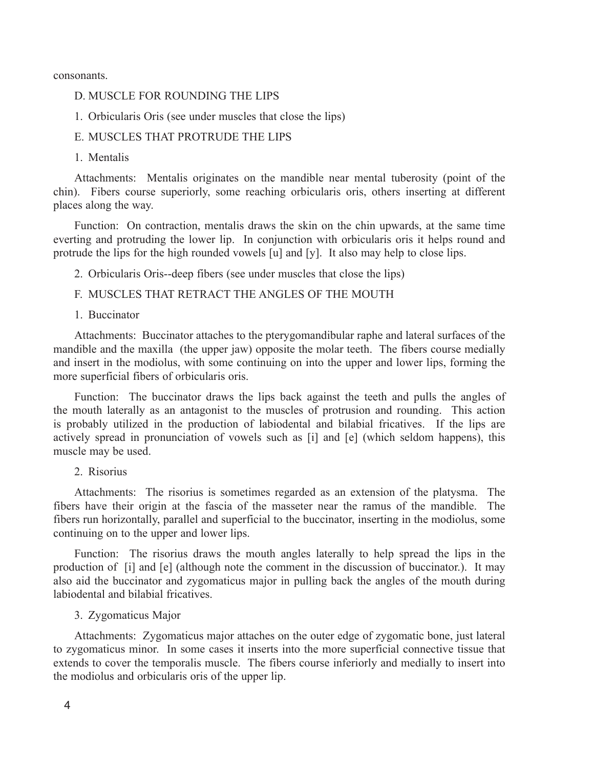consonants.

### D. MUSCLE FOR ROUNDING THE LIPS

1. Orbicularis Oris (see under muscles that close the lips)

### E. MUSCLES THAT PROTRUDE THE LIPS

1. Mentalis

Attachments: Mentalis originates on the mandible near mental tuberosity (point of the chin). Fibers course superiorly, some reaching orbicularis oris, others inserting at different places along the way.

Function: On contraction, mentalis draws the skin on the chin upwards, at the same time everting and protruding the lower lip. In conjunction with orbicularis oris it helps round and protrude the lips for the high rounded vowels [u] and [y]. It also may help to close lips.

2. Orbicularis Oris--deep fibers (see under muscles that close the lips)

### F. MUSCLES THAT RETRACT THE ANGLES OF THE MOUTH

1. Buccinator

Attachments: Buccinator attaches to the pterygomandibular raphe and lateral surfaces of the mandible and the maxilla (the upper jaw) opposite the molar teeth. The fibers course medially and insert in the modiolus, with some continuing on into the upper and lower lips, forming the more superficial fibers of orbicularis oris.

Function: The buccinator draws the lips back against the teeth and pulls the angles of the mouth laterally as an antagonist to the muscles of protrusion and rounding. This action is probably utilized in the production of labiodental and bilabial fricatives. If the lips are actively spread in pronunciation of vowels such as [i] and [e] (which seldom happens), this muscle may be used.

2. Risorius

Attachments: The risorius is sometimes regarded as an extension of the platysma. The fibers have their origin at the fascia of the masseter near the ramus of the mandible. The fibers run horizontally, parallel and superficial to the buccinator, inserting in the modiolus, some continuing on to the upper and lower lips.

Function: The risorius draws the mouth angles laterally to help spread the lips in the production of [i] and [e] (although note the comment in the discussion of buccinator.). It may also aid the buccinator and zygomaticus major in pulling back the angles of the mouth during labiodental and bilabial fricatives.

3. Zygomaticus Major

Attachments: Zygomaticus major attaches on the outer edge of zygomatic bone, just lateral to zygomaticus minor. In some cases it inserts into the more superficial connective tissue that extends to cover the temporalis muscle. The fibers course inferiorly and medially to insert into the modiolus and orbicularis oris of the upper lip.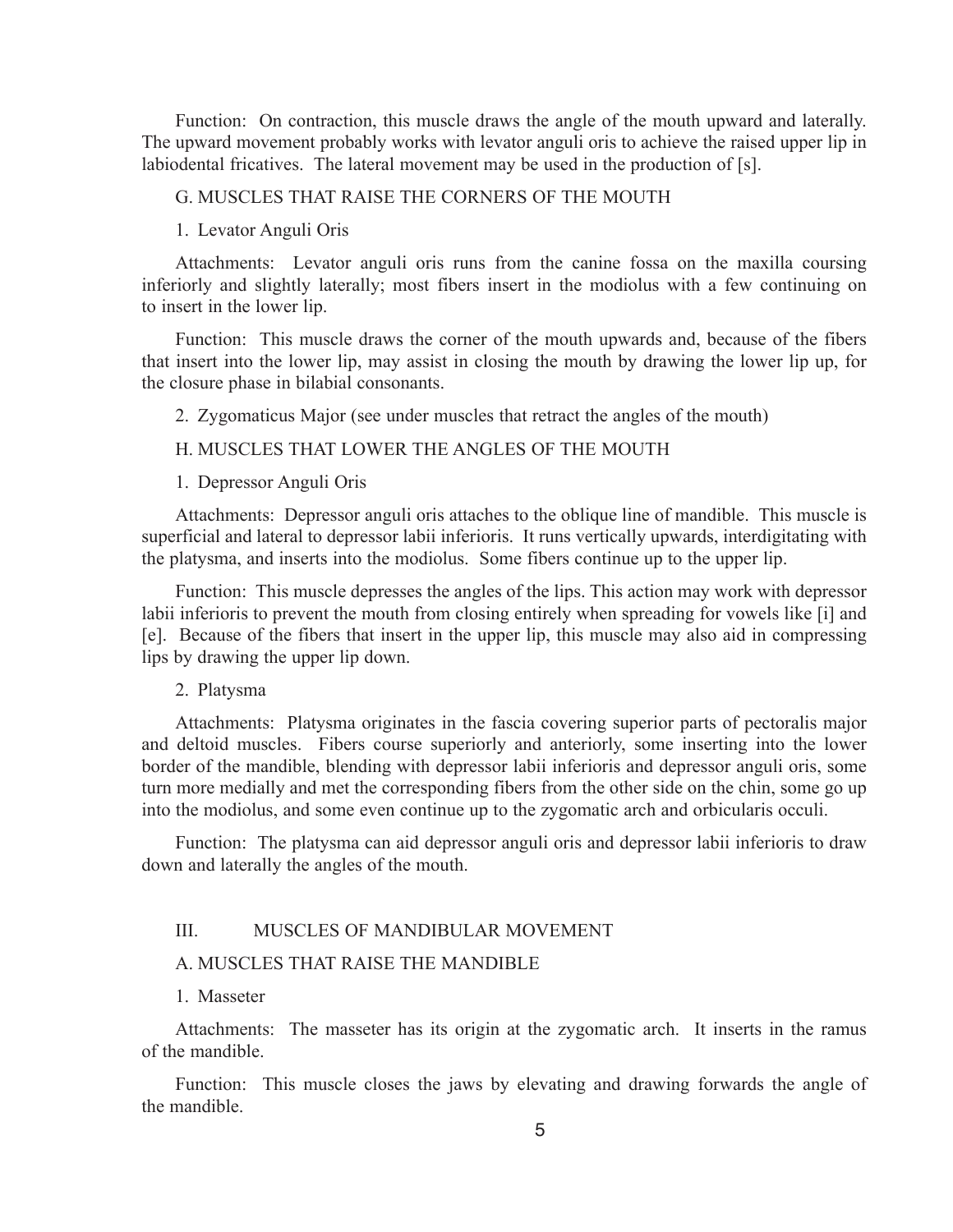Function: On contraction, this muscle draws the angle of the mouth upward and laterally. The upward movement probably works with levator anguli oris to achieve the raised upper lip in labiodental fricatives. The lateral movement may be used in the production of [s].

### G. MUSCLES THAT RAISE THE CORNERS OF THE MOUTH

#### 1. Levator Anguli Oris

Attachments: Levator anguli oris runs from the canine fossa on the maxilla coursing inferiorly and slightly laterally; most fibers insert in the modiolus with a few continuing on to insert in the lower lip.

Function: This muscle draws the corner of the mouth upwards and, because of the fibers that insert into the lower lip, may assist in closing the mouth by drawing the lower lip up, for the closure phase in bilabial consonants.

#### 2. Zygomaticus Major (see under muscles that retract the angles of the mouth)

### H. MUSCLES THAT LOWER THE ANGLES OF THE MOUTH

#### 1. Depressor Anguli Oris

Attachments: Depressor anguli oris attaches to the oblique line of mandible. This muscle is superficial and lateral to depressor labii inferioris. It runs vertically upwards, interdigitating with the platysma, and inserts into the modiolus. Some fibers continue up to the upper lip.

Function: This muscle depresses the angles of the lips. This action may work with depressor labii inferioris to prevent the mouth from closing entirely when spreading for vowels like [i] and [e]. Because of the fibers that insert in the upper lip, this muscle may also aid in compressing lips by drawing the upper lip down.

#### 2. Platysma

Attachments: Platysma originates in the fascia covering superior parts of pectoralis major and deltoid muscles. Fibers course superiorly and anteriorly, some inserting into the lower border of the mandible, blending with depressor labii inferioris and depressor anguli oris, some turn more medially and met the corresponding fibers from the other side on the chin, some go up into the modiolus, and some even continue up to the zygomatic arch and orbicularis occuli.

Function: The platysma can aid depressor anguli oris and depressor labii inferioris to draw down and laterally the angles of the mouth.

## III. MUSCLES OF MANDIBULAR MOVEMENT

### A. MUSCLES THAT RAISE THE MANDIBLE

#### 1. Masseter

Attachments: The masseter has its origin at the zygomatic arch. It inserts in the ramus of the mandible.

Function: This muscle closes the jaws by elevating and drawing forwards the angle of the mandible.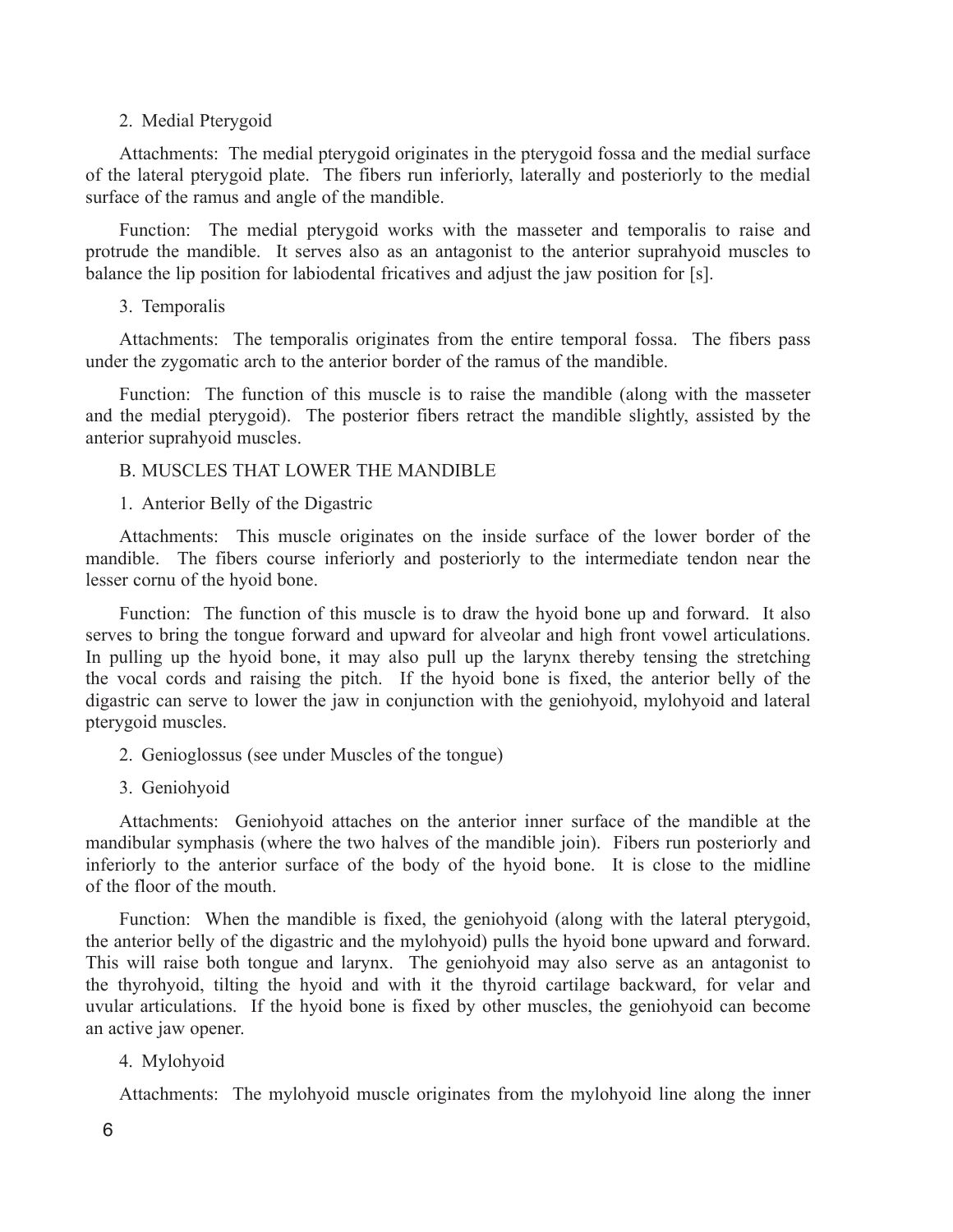2. Medial Pterygoid

Attachments: The medial pterygoid originates in the pterygoid fossa and the medial surface of the lateral pterygoid plate. The fibers run inferiorly, laterally and posteriorly to the medial surface of the ramus and angle of the mandible.

Function: The medial pterygoid works with the masseter and temporalis to raise and protrude the mandible. It serves also as an antagonist to the anterior suprahyoid muscles to balance the lip position for labiodental fricatives and adjust the jaw position for [s].

3. Temporalis

Attachments: The temporalis originates from the entire temporal fossa. The fibers pass under the zygomatic arch to the anterior border of the ramus of the mandible.

Function: The function of this muscle is to raise the mandible (along with the masseter and the medial pterygoid). The posterior fibers retract the mandible slightly, assisted by the anterior suprahyoid muscles.

B. MUSCLES THAT LOWER THE MANDIBLE

1. Anterior Belly of the Digastric

Attachments: This muscle originates on the inside surface of the lower border of the mandible. The fibers course inferiorly and posteriorly to the intermediate tendon near the lesser cornu of the hyoid bone.

Function: The function of this muscle is to draw the hyoid bone up and forward. It also serves to bring the tongue forward and upward for alveolar and high front vowel articulations. In pulling up the hyoid bone, it may also pull up the larynx thereby tensing the stretching the vocal cords and raising the pitch. If the hyoid bone is fixed, the anterior belly of the digastric can serve to lower the jaw in conjunction with the geniohyoid, mylohyoid and lateral pterygoid muscles.

2. Genioglossus (see under Muscles of the tongue)

3. Geniohyoid

Attachments: Geniohyoid attaches on the anterior inner surface of the mandible at the mandibular symphasis (where the two halves of the mandible join). Fibers run posteriorly and inferiorly to the anterior surface of the body of the hyoid bone. It is close to the midline of the floor of the mouth.

Function: When the mandible is fixed, the geniohyoid (along with the lateral pterygoid, the anterior belly of the digastric and the mylohyoid) pulls the hyoid bone upward and forward. This will raise both tongue and larynx. The geniohyoid may also serve as an antagonist to the thyrohyoid, tilting the hyoid and with it the thyroid cartilage backward, for velar and uvular articulations. If the hyoid bone is fixed by other muscles, the geniohyoid can become an active jaw opener.

4. Mylohyoid

Attachments: The mylohyoid muscle originates from the mylohyoid line along the inner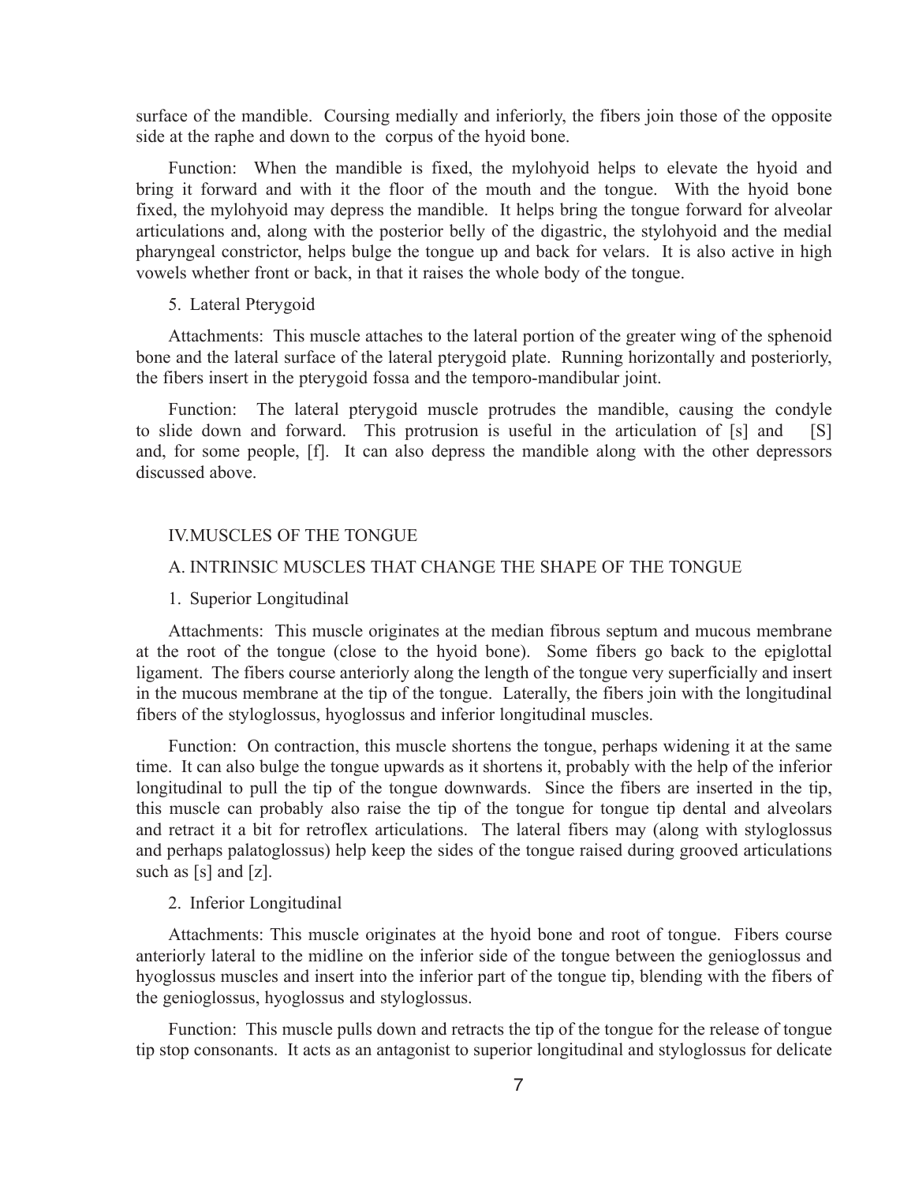surface of the mandible. Coursing medially and inferiorly, the fibers join those of the opposite side at the raphe and down to the corpus of the hyoid bone.

Function: When the mandible is fixed, the mylohyoid helps to elevate the hyoid and bring it forward and with it the floor of the mouth and the tongue. With the hyoid bone fixed, the mylohyoid may depress the mandible. It helps bring the tongue forward for alveolar articulations and, along with the posterior belly of the digastric, the stylohyoid and the medial pharyngeal constrictor, helps bulge the tongue up and back for velars. It is also active in high vowels whether front or back, in that it raises the whole body of the tongue.

5. Lateral Pterygoid

Attachments: This muscle attaches to the lateral portion of the greater wing of the sphenoid bone and the lateral surface of the lateral pterygoid plate. Running horizontally and posteriorly, the fibers insert in the pterygoid fossa and the temporo-mandibular joint.

Function: The lateral pterygoid muscle protrudes the mandible, causing the condyle to slide down and forward. This protrusion is useful in the articulation of [s] and [S] and, for some people, [f]. It can also depress the mandible along with the other depressors discussed above.

## IV. MUSCLES OF THE TONGUE

### A. INTRINSIC MUSCLES THAT CHANGE THE SHAPE OF THE TONGUE

1. Superior Longitudinal

Attachments: This muscle originates at the median fibrous septum and mucous membrane at the root of the tongue (close to the hyoid bone). Some fibers go back to the epiglottal ligament. The fibers course anteriorly along the length of the tongue very superficially and insert in the mucous membrane at the tip of the tongue. Laterally, the fibers join with the longitudinal fibers of the styloglossus, hyoglossus and inferior longitudinal muscles.

Function: On contraction, this muscle shortens the tongue, perhaps widening it at the same time. It can also bulge the tongue upwards as it shortens it, probably with the help of the inferior longitudinal to pull the tip of the tongue downwards. Since the fibers are inserted in the tip, this muscle can probably also raise the tip of the tongue for tongue tip dental and alveolars and retract it a bit for retroflex articulations. The lateral fibers may (along with styloglossus and perhaps palatoglossus) help keep the sides of the tongue raised during grooved articulations such as [s] and [z].

2. Inferior Longitudinal

Attachments: This muscle originates at the hyoid bone and root of tongue. Fibers course anteriorly lateral to the midline on the inferior side of the tongue between the genioglossus and hyoglossus muscles and insert into the inferior part of the tongue tip, blending with the fibers of the genioglossus, hyoglossus and styloglossus.

Function: This muscle pulls down and retracts the tip of the tongue for the release of tongue tip stop consonants. It acts as an antagonist to superior longitudinal and styloglossus for delicate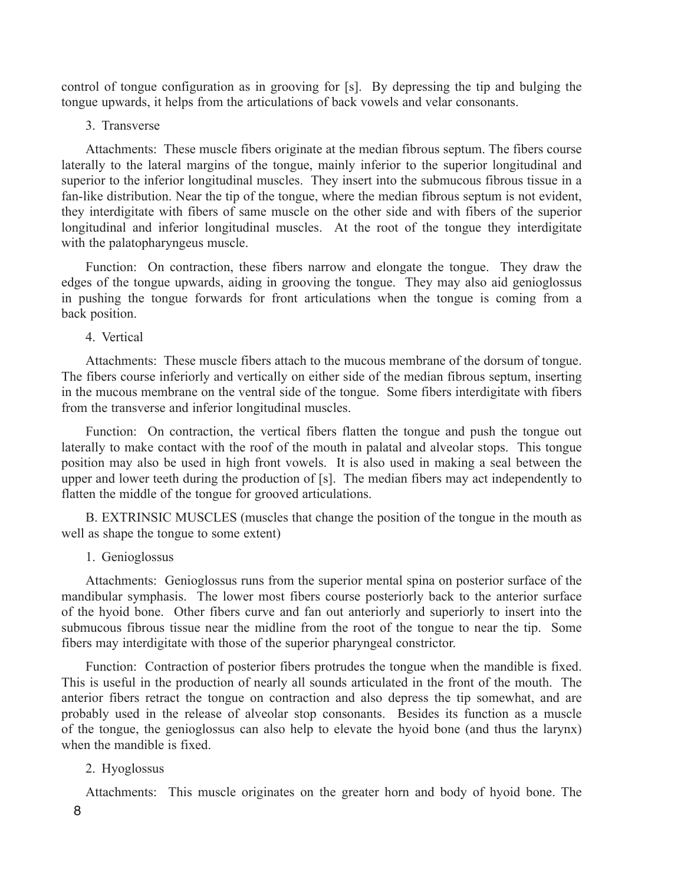control of tongue configuration as in grooving for [s]. By depressing the tip and bulging the tongue upwards, it helps from the articulations of back vowels and velar consonants.

3. Transverse

Attachments: These muscle fibers originate at the median fibrous septum. The fibers course laterally to the lateral margins of the tongue, mainly inferior to the superior longitudinal and superior to the inferior longitudinal muscles. They insert into the submucous fibrous tissue in a fan-like distribution. Near the tip of the tongue, where the median fibrous septum is not evident, they interdigitate with fibers of same muscle on the other side and with fibers of the superior longitudinal and inferior longitudinal muscles. At the root of the tongue they interdigitate with the palatopharyngeus muscle.

Function: On contraction, these fibers narrow and elongate the tongue. They draw the edges of the tongue upwards, aiding in grooving the tongue. They may also aid genioglossus in pushing the tongue forwards for front articulations when the tongue is coming from a back position.

4. Vertical

Attachments: These muscle fibers attach to the mucous membrane of the dorsum of tongue. The fibers course inferiorly and vertically on either side of the median fibrous septum, inserting in the mucous membrane on the ventral side of the tongue. Some fibers interdigitate with fibers from the transverse and inferior longitudinal muscles.

Function: On contraction, the vertical fibers flatten the tongue and push the tongue out laterally to make contact with the roof of the mouth in palatal and alveolar stops. This tongue position may also be used in high front vowels. It is also used in making a seal between the upper and lower teeth during the production of [s]. The median fibers may act independently to flatten the middle of the tongue for grooved articulations.

B. EXTRINSIC MUSCLES (muscles that change the position of the tongue in the mouth as well as shape the tongue to some extent)

1. Genioglossus

Attachments: Genioglossus runs from the superior mental spina on posterior surface of the mandibular symphasis. The lower most fibers course posteriorly back to the anterior surface of the hyoid bone. Other fibers curve and fan out anteriorly and superiorly to insert into the submucous fibrous tissue near the midline from the root of the tongue to near the tip. Some fibers may interdigitate with those of the superior pharyngeal constrictor.

Function: Contraction of posterior fibers protrudes the tongue when the mandible is fixed. This is useful in the production of nearly all sounds articulated in the front of the mouth. The anterior fibers retract the tongue on contraction and also depress the tip somewhat, and are probably used in the release of alveolar stop consonants. Besides its function as a muscle of the tongue, the genioglossus can also help to elevate the hyoid bone (and thus the larynx) when the mandible is fixed.

2. Hyoglossus

Attachments: This muscle originates on the greater horn and body of hyoid bone. The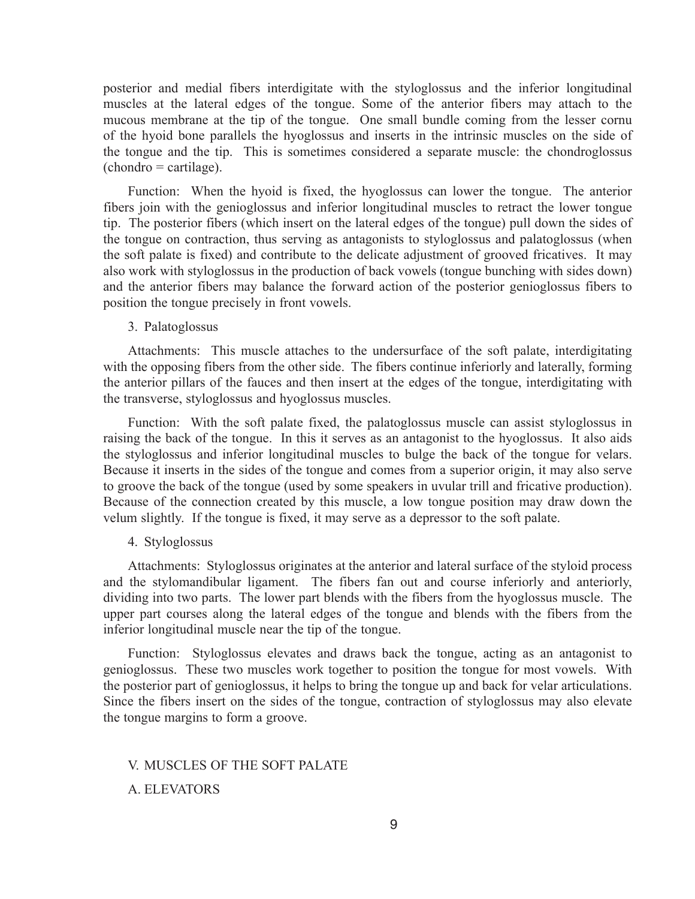posterior and medial fibers interdigitate with the styloglossus and the inferior longitudinal muscles at the lateral edges of the tongue. Some of the anterior fibers may attach to the mucous membrane at the tip of the tongue. One small bundle coming from the lesser cornu of the hyoid bone parallels the hyoglossus and inserts in the intrinsic muscles on the side of the tongue and the tip. This is sometimes considered a separate muscle: the chondroglossus (chondro = cartilage).

Function: When the hyoid is fixed, the hyoglossus can lower the tongue. The anterior fibers join with the genioglossus and inferior longitudinal muscles to retract the lower tongue tip. The posterior fibers (which insert on the lateral edges of the tongue) pull down the sides of the tongue on contraction, thus serving as antagonists to styloglossus and palatoglossus (when the soft palate is fixed) and contribute to the delicate adjustment of grooved fricatives. It may also work with styloglossus in the production of back vowels (tongue bunching with sides down) and the anterior fibers may balance the forward action of the posterior genioglossus fibers to position the tongue precisely in front vowels.

3. Palatoglossus

Attachments: This muscle attaches to the undersurface of the soft palate, interdigitating with the opposing fibers from the other side. The fibers continue inferiorly and laterally, forming the anterior pillars of the fauces and then insert at the edges of the tongue, interdigitating with the transverse, styloglossus and hyoglossus muscles.

Function: With the soft palate fixed, the palatoglossus muscle can assist styloglossus in raising the back of the tongue. In this it serves as an antagonist to the hyoglossus. It also aids the styloglossus and inferior longitudinal muscles to bulge the back of the tongue for velars. Because it inserts in the sides of the tongue and comes from a superior origin, it may also serve to groove the back of the tongue (used by some speakers in uvular trill and fricative production). Because of the connection created by this muscle, a low tongue position may draw down the velum slightly. If the tongue is fixed, it may serve as a depressor to the soft palate.

4. Styloglossus

Attachments: Styloglossus originates at the anterior and lateral surface of the styloid process and the stylomandibular ligament. The fibers fan out and course inferiorly and anteriorly, dividing into two parts. The lower part blends with the fibers from the hyoglossus muscle. The upper part courses along the lateral edges of the tongue and blends with the fibers from the inferior longitudinal muscle near the tip of the tongue.

Function: Styloglossus elevates and draws back the tongue, acting as an antagonist to genioglossus. These two muscles work together to position the tongue for most vowels. With the posterior part of genioglossus, it helps to bring the tongue up and back for velar articulations. Since the fibers insert on the sides of the tongue, contraction of styloglossus may also elevate the tongue margins to form a groove.

## V. MUSCLES OF THE SOFT PALATE

### A. ELEVATORS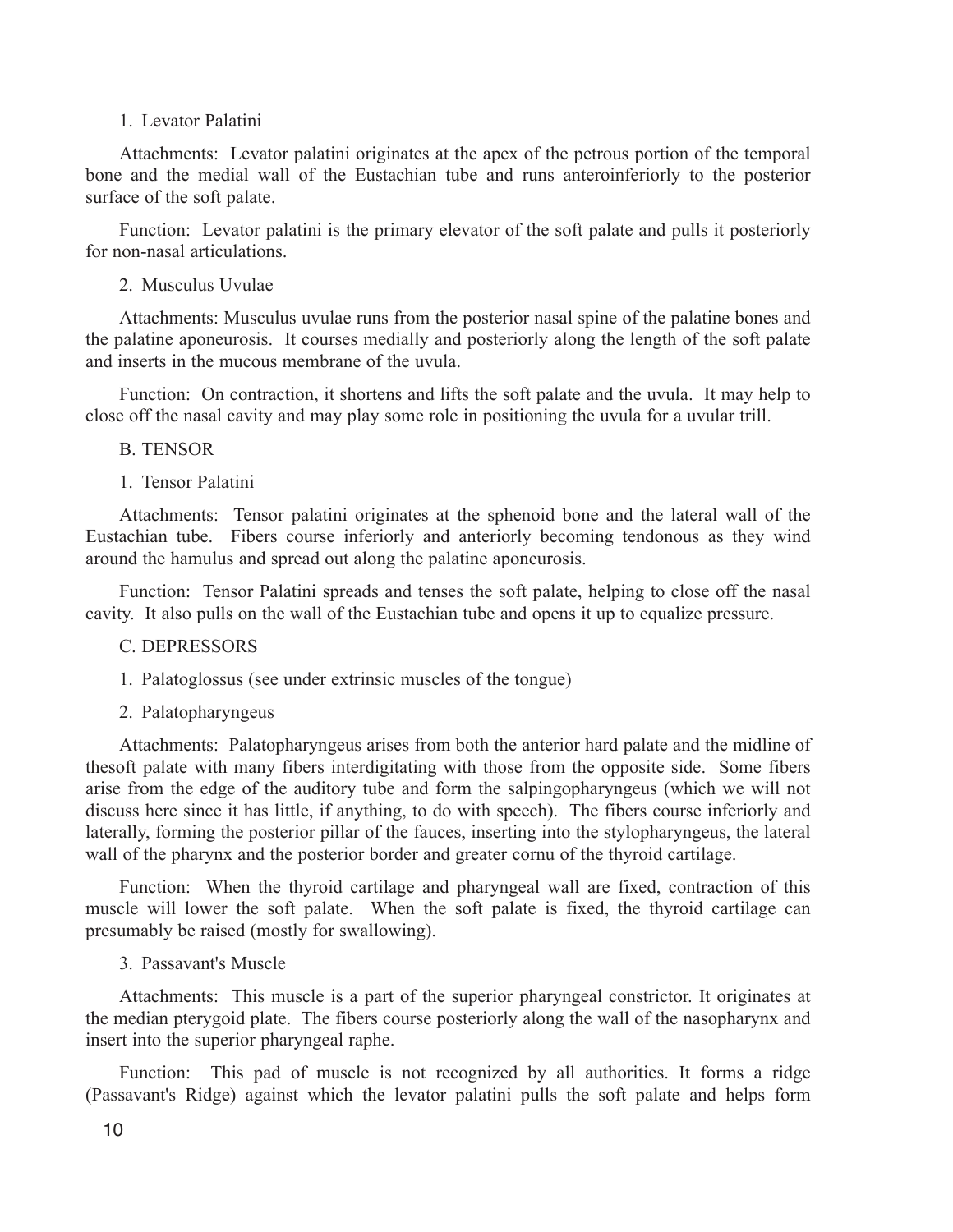1. Levator Palatini

Attachments: Levator palatini originates at the apex of the petrous portion of the temporal bone and the medial wall of the Eustachian tube and runs anteroinferiorly to the posterior surface of the soft palate.

Function: Levator palatini is the primary elevator of the soft palate and pulls it posteriorly for non-nasal articulations.

2. Musculus Uvulae

Attachments: Musculus uvulae runs from the posterior nasal spine of the palatine bones and the palatine aponeurosis. It courses medially and posteriorly along the length of the soft palate and inserts in the mucous membrane of the uvula.

Function: On contraction, it shortens and lifts the soft palate and the uvula. It may help to close off the nasal cavity and may play some role in positioning the uvula for a uvular trill.

B. TENSOR

1. Tensor Palatini

Attachments: Tensor palatini originates at the sphenoid bone and the lateral wall of the Eustachian tube. Fibers course inferiorly and anteriorly becoming tendonous as they wind around the hamulus and spread out along the palatine aponeurosis.

Function: Tensor Palatini spreads and tenses the soft palate, helping to close off the nasal cavity. It also pulls on the wall of the Eustachian tube and opens it up to equalize pressure.

C. DEPRESSORS

1. Palatoglossus (see under extrinsic muscles of the tongue)

2. Palatopharyngeus

Attachments: Palatopharyngeus arises from both the anterior hard palate and the midline of thesoft palate with many fibers interdigitating with those from the opposite side. Some fibers arise from the edge of the auditory tube and form the salpingopharyngeus (which we will not discuss here since it has little, if anything, to do with speech). The fibers course inferiorly and laterally, forming the posterior pillar of the fauces, inserting into the stylopharyngeus, the lateral wall of the pharynx and the posterior border and greater cornu of the thyroid cartilage.

Function: When the thyroid cartilage and pharyngeal wall are fixed, contraction of this muscle will lower the soft palate. When the soft palate is fixed, the thyroid cartilage can presumably be raised (mostly for swallowing).

3. Passavant's Muscle

Attachments: This muscle is a part of the superior pharyngeal constrictor. It originates at the median pterygoid plate. The fibers course posteriorly along the wall of the nasopharynx and insert into the superior pharyngeal raphe.

Function: This pad of muscle is not recognized by all authorities. It forms a ridge (Passavant's Ridge) against which the levator palatini pulls the soft palate and helps form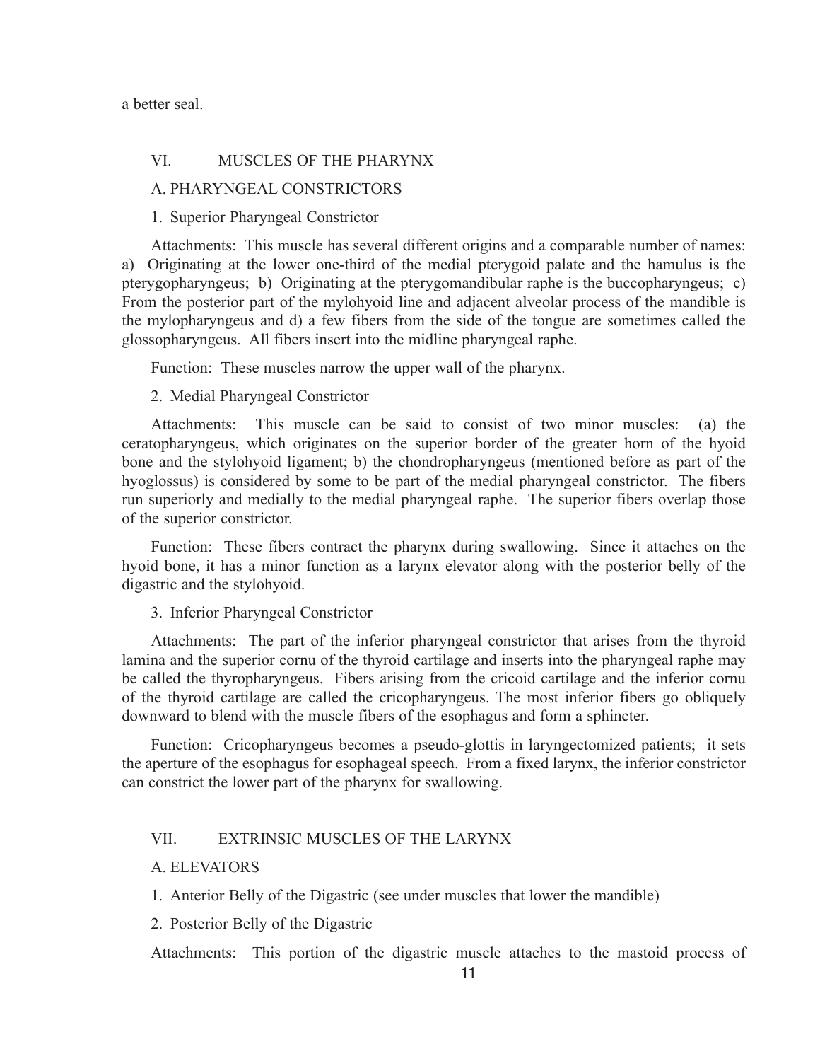a better seal.

## VI. MUSCLES OF THE PHARYNX

### A. PHARYNGEAL CONSTRICTORS

#### 1. Superior Pharyngeal Constrictor

Attachments: This muscle has several different origins and a comparable number of names: a) Originating at the lower one-third of the medial pterygoid palate and the hamulus is the pterygopharyngeus; b) Originating at the pterygomandibular raphe is the buccopharyngeus; c) From the posterior part of the mylohyoid line and adjacent alveolar process of the mandible is the mylopharyngeus and d) a few fibers from the side of the tongue are sometimes called the glossopharyngeus. All fibers insert into the midline pharyngeal raphe.

Function: These muscles narrow the upper wall of the pharynx.

#### 2. Medial Pharyngeal Constrictor

Attachments: This muscle can be said to consist of two minor muscles: (a) the ceratopharyngeus, which originates on the superior border of the greater horn of the hyoid bone and the stylohyoid ligament; b) the chondropharyngeus (mentioned before as part of the hyoglossus) is considered by some to be part of the medial pharyngeal constrictor. The fibers run superiorly and medially to the medial pharyngeal raphe. The superior fibers overlap those of the superior constrictor.

Function: These fibers contract the pharynx during swallowing. Since it attaches on the hyoid bone, it has a minor function as a larynx elevator along with the posterior belly of the digastric and the stylohyoid.

#### 3. Inferior Pharyngeal Constrictor

Attachments: The part of the inferior pharyngeal constrictor that arises from the thyroid lamina and the superior cornu of the thyroid cartilage and inserts into the pharyngeal raphe may be called the thyropharyngeus. Fibers arising from the cricoid cartilage and the inferior cornu of the thyroid cartilage are called the cricopharyngeus. The most inferior fibers go obliquely downward to blend with the muscle fibers of the esophagus and form a sphincter.

Function: Cricopharyngeus becomes a pseudo-glottis in laryngectomized patients; it sets the aperture of the esophagus for esophageal speech. From a fixed larynx, the inferior constrictor can constrict the lower part of the pharynx for swallowing.

## VII. EXTRINSIC MUSCLES OF THE LARYNX

### A. ELEVATORS

#### 1. Anterior Belly of the Digastric (see under muscles that lower the mandible)

#### 2. Posterior Belly of the Digastric

Attachments: This portion of the digastric muscle attaches to the mastoid process of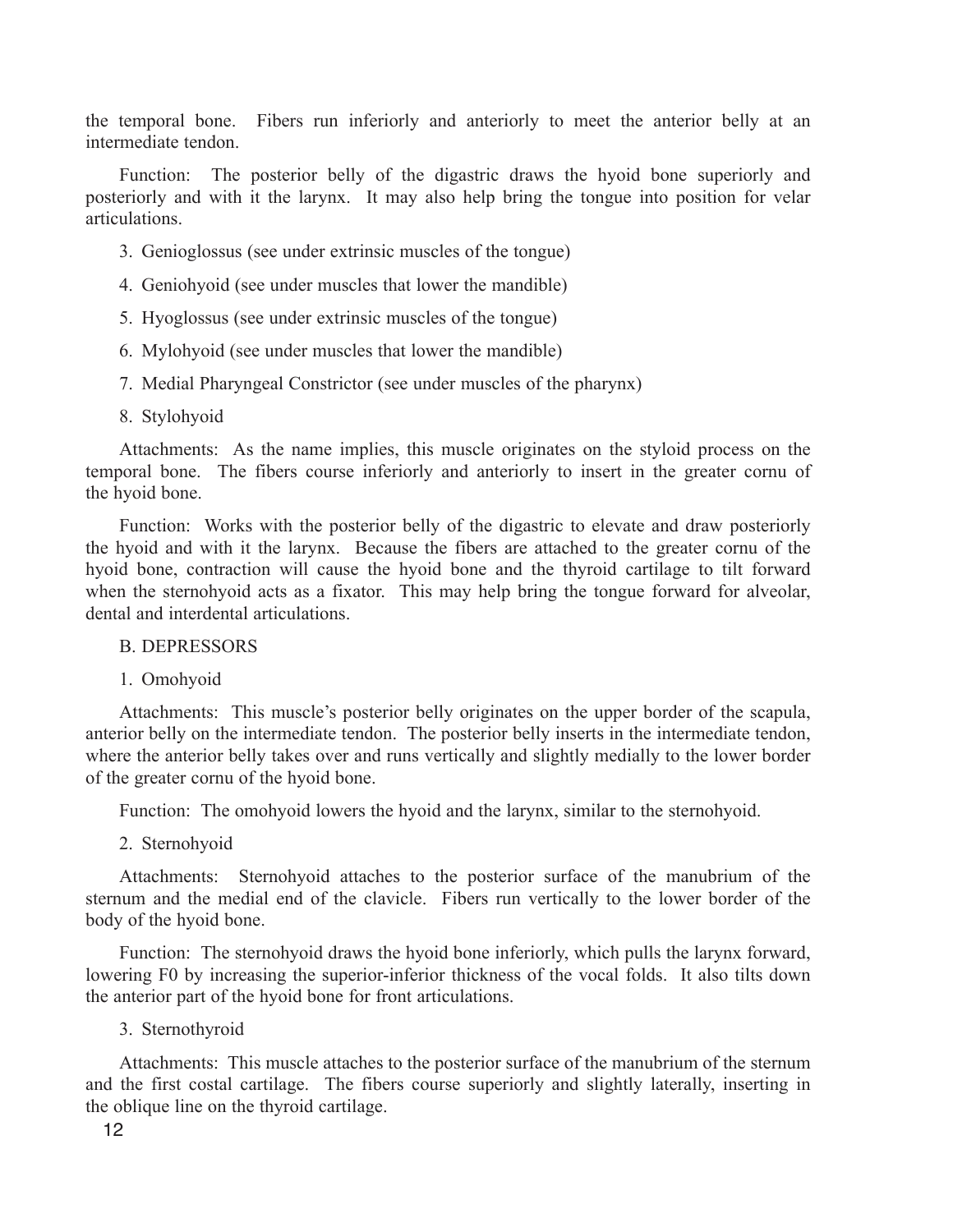the temporal bone. Fibers run inferiorly and anteriorly to meet the anterior belly at an intermediate tendon.

Function: The posterior belly of the digastric draws the hyoid bone superiorly and posteriorly and with it the larynx. It may also help bring the tongue into position for velar articulations.

3. Genioglossus (see under extrinsic muscles of the tongue)

4. Geniohyoid (see under muscles that lower the mandible)

5. Hyoglossus (see under extrinsic muscles of the tongue)

6. Mylohyoid (see under muscles that lower the mandible)

7. Medial Pharyngeal Constrictor (see under muscles of the pharynx)

8. Stylohyoid

Attachments: As the name implies, this muscle originates on the styloid process on the temporal bone. The fibers course inferiorly and anteriorly to insert in the greater cornu of the hyoid bone.

Function: Works with the posterior belly of the digastric to elevate and draw posteriorly the hyoid and with it the larynx. Because the fibers are attached to the greater cornu of the hyoid bone, contraction will cause the hyoid bone and the thyroid cartilage to tilt forward when the sternohyoid acts as a fixator. This may help bring the tongue forward for alveolar, dental and interdental articulations.

B. DEPRESSORS

1. Omohyoid

Attachments: This muscle's posterior belly originates on the upper border of the scapula, anterior belly on the intermediate tendon. The posterior belly inserts in the intermediate tendon, where the anterior belly takes over and runs vertically and slightly medially to the lower border of the greater cornu of the hyoid bone.

Function: The omohyoid lowers the hyoid and the larynx, similar to the sternohyoid.

2. Sternohyoid

Attachments: Sternohyoid attaches to the posterior surface of the manubrium of the sternum and the medial end of the clavicle. Fibers run vertically to the lower border of the body of the hyoid bone.

Function: The sternohyoid draws the hyoid bone inferiorly, which pulls the larynx forward, lowering F0 by increasing the superior-inferior thickness of the vocal folds. It also tilts down the anterior part of the hyoid bone for front articulations.

3. Sternothyroid

Attachments: This muscle attaches to the posterior surface of the manubrium of the sternum and the first costal cartilage. The fibers course superiorly and slightly laterally, inserting in the oblique line on the thyroid cartilage.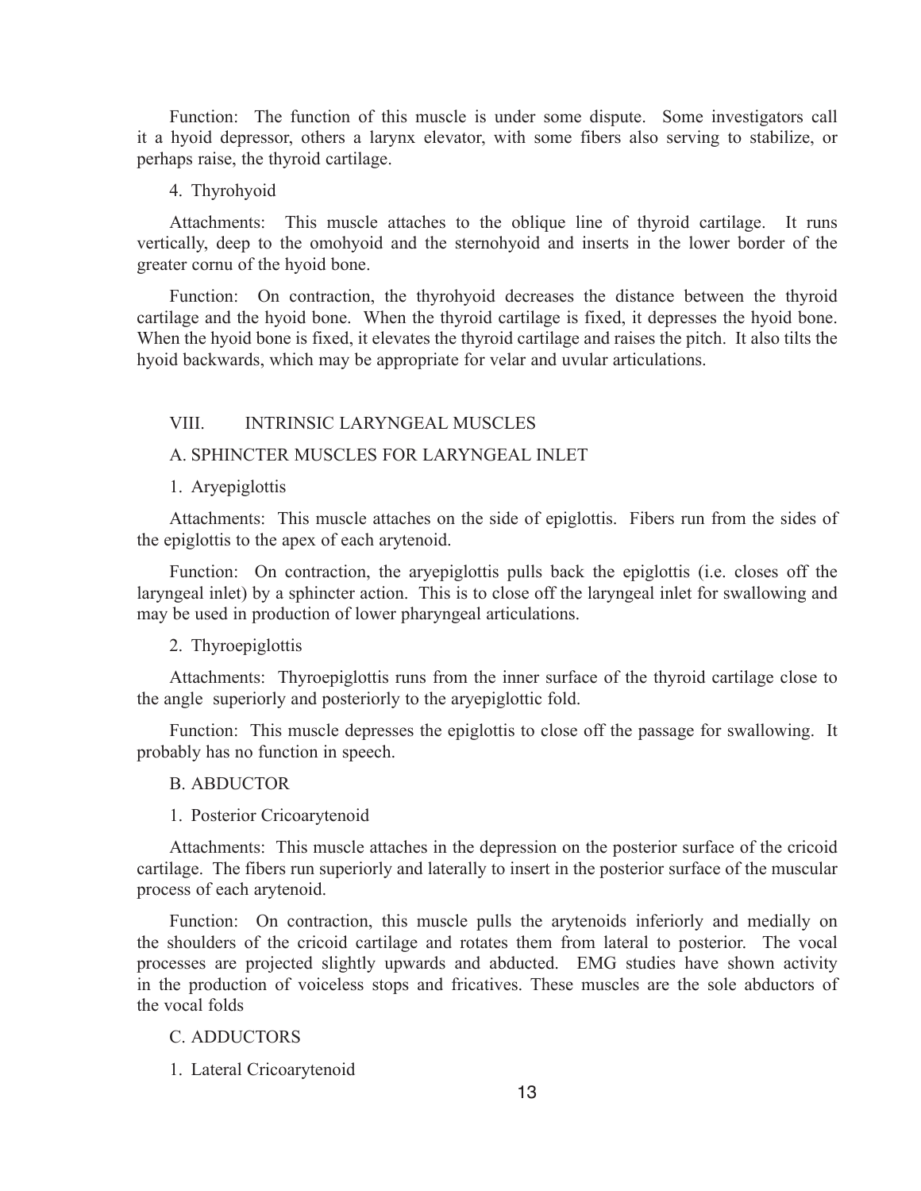Function: The function of this muscle is under some dispute. Some investigators call it a hyoid depressor, others a larynx elevator, with some fibers also serving to stabilize, or perhaps raise, the thyroid cartilage.

4. Thyrohyoid

Attachments: This muscle attaches to the oblique line of thyroid cartilage. It runs vertically, deep to the omohyoid and the sternohyoid and inserts in the lower border of the greater cornu of the hyoid bone.

Function: On contraction, the thyrohyoid decreases the distance between the thyroid cartilage and the hyoid bone. When the thyroid cartilage is fixed, it depresses the hyoid bone. When the hyoid bone is fixed, it elevates the thyroid cartilage and raises the pitch. It also tilts the hyoid backwards, which may be appropriate for velar and uvular articulations.

## VIII. INTRINSIC LARYNGEAL MUSCLES

### A. SPHINCTER MUSCLES FOR LARYNGEAL INLET

1. Aryepiglottis

Attachments: This muscle attaches on the side of epiglottis. Fibers run from the sides of the epiglottis to the apex of each arytenoid.

Function: On contraction, the aryepiglottis pulls back the epiglottis (i.e. closes off the laryngeal inlet) by a sphincter action. This is to close off the laryngeal inlet for swallowing and may be used in production of lower pharyngeal articulations.

2. Thyroepiglottis

Attachments: Thyroepiglottis runs from the inner surface of the thyroid cartilage close to the angle superiorly and posteriorly to the aryepiglottic fold.

Function: This muscle depresses the epiglottis to close off the passage for swallowing. It probably has no function in speech.

### B. ABDUCTOR

1. Posterior Cricoarytenoid

Attachments: This muscle attaches in the depression on the posterior surface of the cricoid cartilage. The fibers run superiorly and laterally to insert in the posterior surface of the muscular process of each arytenoid.

Function: On contraction, this muscle pulls the arytenoids inferiorly and medially on the shoulders of the cricoid cartilage and rotates them from lateral to posterior. The vocal processes are projected slightly upwards and abducted. EMG studies have shown activity in the production of voiceless stops and fricatives. These muscles are the sole abductors of the vocal folds

### C. ADDUCTORS

1. Lateral Cricoarytenoid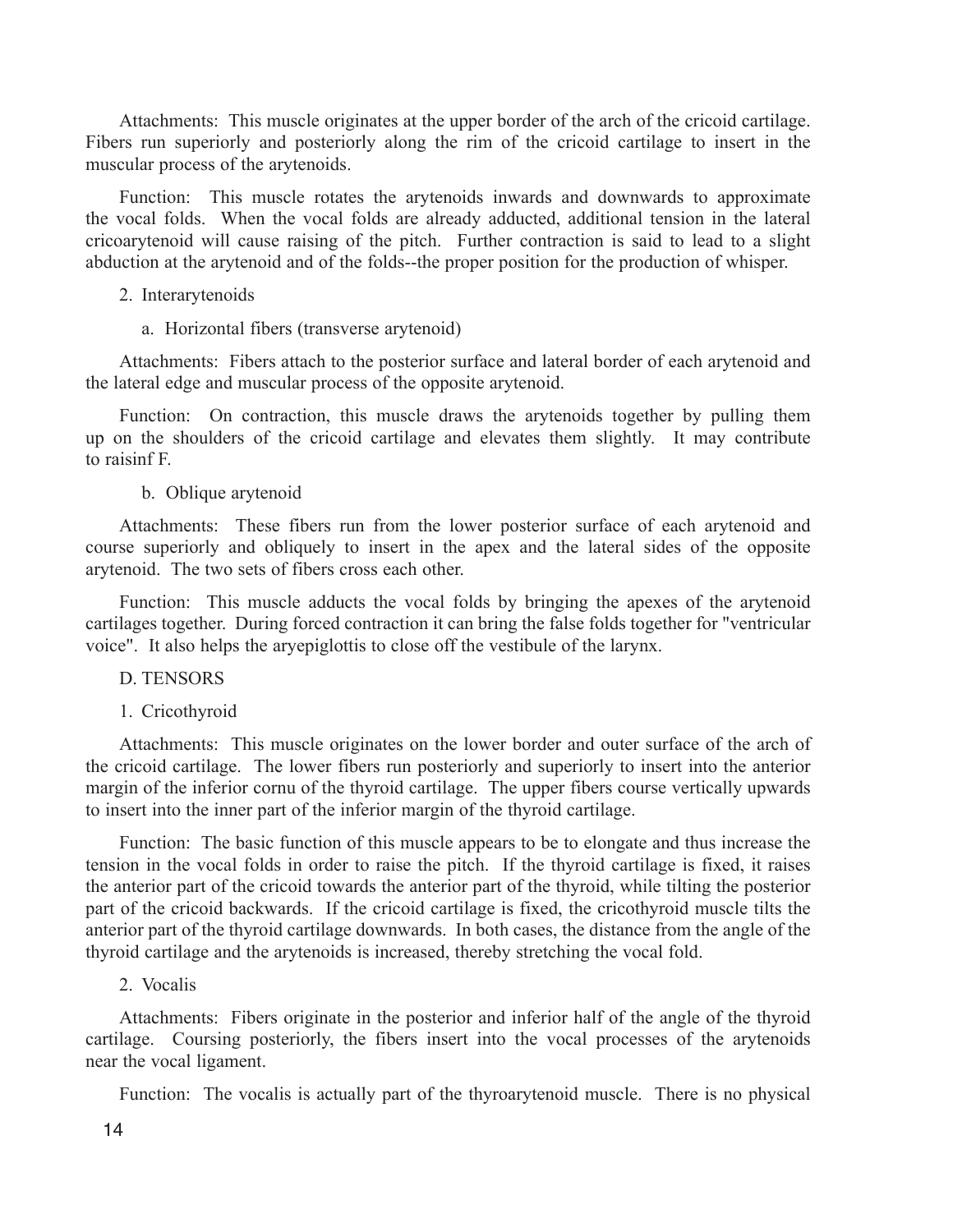Attachments: This muscle originates at the upper border of the arch of the cricoid cartilage. Fibers run superiorly and posteriorly along the rim of the cricoid cartilage to insert in the muscular process of the arytenoids.

Function: This muscle rotates the arytenoids inwards and downwards to approximate the vocal folds. When the vocal folds are already adducted, additional tension in the lateral cricoarytenoid will cause raising of the pitch. Further contraction is said to lead to a slight abduction at the arytenoid and of the folds--the proper position for the production of whisper.

2. Interarytenoids

a. Horizontal fibers (transverse arytenoid)

Attachments: Fibers attach to the posterior surface and lateral border of each arytenoid and the lateral edge and muscular process of the opposite arytenoid.

Function: On contraction, this muscle draws the arytenoids together by pulling them up on the shoulders of the cricoid cartilage and elevates them slightly. It may contribute to raisinf F.

b. Oblique arytenoid

Attachments: These fibers run from the lower posterior surface of each arytenoid and course superiorly and obliquely to insert in the apex and the lateral sides of the opposite arytenoid. The two sets of fibers cross each other.

Function: This muscle adducts the vocal folds by bringing the apexes of the arytenoid cartilages together. During forced contraction it can bring the false folds together for "ventricular voice". It also helps the aryepiglottis to close off the vestibule of the larynx.

D. TENSORS

1. Cricothyroid

Attachments: This muscle originates on the lower border and outer surface of the arch of the cricoid cartilage. The lower fibers run posteriorly and superiorly to insert into the anterior margin of the inferior cornu of the thyroid cartilage. The upper fibers course vertically upwards to insert into the inner part of the inferior margin of the thyroid cartilage.

Function: The basic function of this muscle appears to be to elongate and thus increase the tension in the vocal folds in order to raise the pitch. If the thyroid cartilage is fixed, it raises the anterior part of the cricoid towards the anterior part of the thyroid, while tilting the posterior part of the cricoid backwards. If the cricoid cartilage is fixed, the cricothyroid muscle tilts the anterior part of the thyroid cartilage downwards. In both cases, the distance from the angle of the thyroid cartilage and the arytenoids is increased, thereby stretching the vocal fold.

2. Vocalis

Attachments: Fibers originate in the posterior and inferior half of the angle of the thyroid cartilage. Coursing posteriorly, the fibers insert into the vocal processes of the arytenoids near the vocal ligament.

Function: The vocalis is actually part of the thyroarytenoid muscle. There is no physical